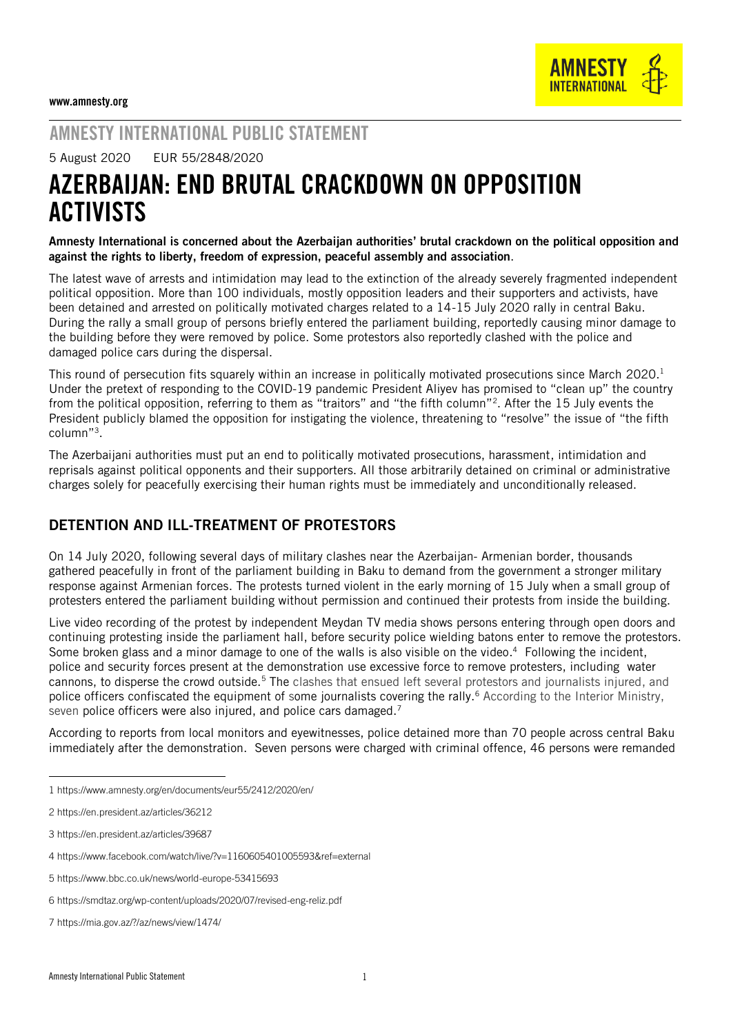www.amnesty.org

AMNESTY INTERNATIONAL PUBLIC STATEMENT

5 August 2020 EUR 55/2848/2020

# AZERBAIJAN: END BRUTAL CRACKDOWN ON OPPOSITION ACTIVISTS

**Amnesty International is concerned about the Azerbaijan authorities' brutal crackdown on the political opposition and against the rights to liberty, freedom of expression, peaceful assembly and association**.

The latest wave of arrests and intimidation may lead to the extinction of the already severely fragmented independent political opposition. More than 100 individuals, mostly opposition leaders and their supporters and activists, have been detained and arrested on politically motivated charges related to a 14-15 July 2020 rally in central Baku. During the rally a small group of persons briefly entered the parliament building, reportedly causing minor damage to the building before they were removed by police. Some protestors also reportedly clashed with the police and damaged police cars during the dispersal.

This round of persecution fits squarely within an increase in politically motivated prosecutions since March 2020.[1] Under the pretext of responding to the COVID-19 pandemic President Aliyev has promised to "clean up" the country from the political opposition, referring to them as "traitors" and "the fifth column"[2]. After the 15 July events the President publicly blamed the opposition for instigating the violence, threatening to "resolve" the issue of "the fifth column"[3].

The Azerbaijani authorities must put an end to politically motivated prosecutions, harassment, intimidation and reprisals against political opponents and their supporters. All those arbitrarily detained on criminal or administrative charges solely for peacefully exercising their human rights must be immediately and unconditionally released.

## DETENTION AND ILL-TREATMENT OF PROTESTORS

On 14 July 2020, following several days of military clashes near the Azerbaijan- Armenian border, thousands gathered peacefully in front of the parliament building in Baku to demand from the government a stronger military response against Armenian forces. The protests turned violent in the early morning of 15 July when a small group of protesters entered the parliament building without permission and continued their protests from inside the building.

Live video recording of the protest by independent Meydan TV media shows persons entering through open doors and continuing protesting inside the parliament hall, before security police wielding batons enter to remove the protestors. Some broken glass and a minor damage to one of the walls is also visible on the video.[4] Following the incident, police and security forces present at the demonstration use excessive force to remove protesters, including water cannons, to disperse the crowd outside.[5] The clashes that ensued left several protestors and journalists injured, and police officers confiscated the equipment of some journalists covering the rally.[6] According to the Interior Ministry, seven police officers were also injured, and police cars damaged.[7]

According to reports from local monitors and eyewitnesses, police detained more than 70 people across central Baku immediately after the demonstration. Seven persons were charged with criminal offence, 46 persons were remanded

---

1 https://www.amnesty.org/en/documents/eur55/2412/2020/en/

2 https://en.president.az/articles/36212

3 https://en.president.az/articles/39687

4 https://www.facebook.com/watch/live/?v=1160605401005593&ref=external

5 https://www.bbc.co.uk/news/world-europe-53415693

6 https://smdtaz.org/wp-content/uploads/2020/07/revised-eng-reliz.pdf

7 https://mia.gov.az/?/az/news/view/1474/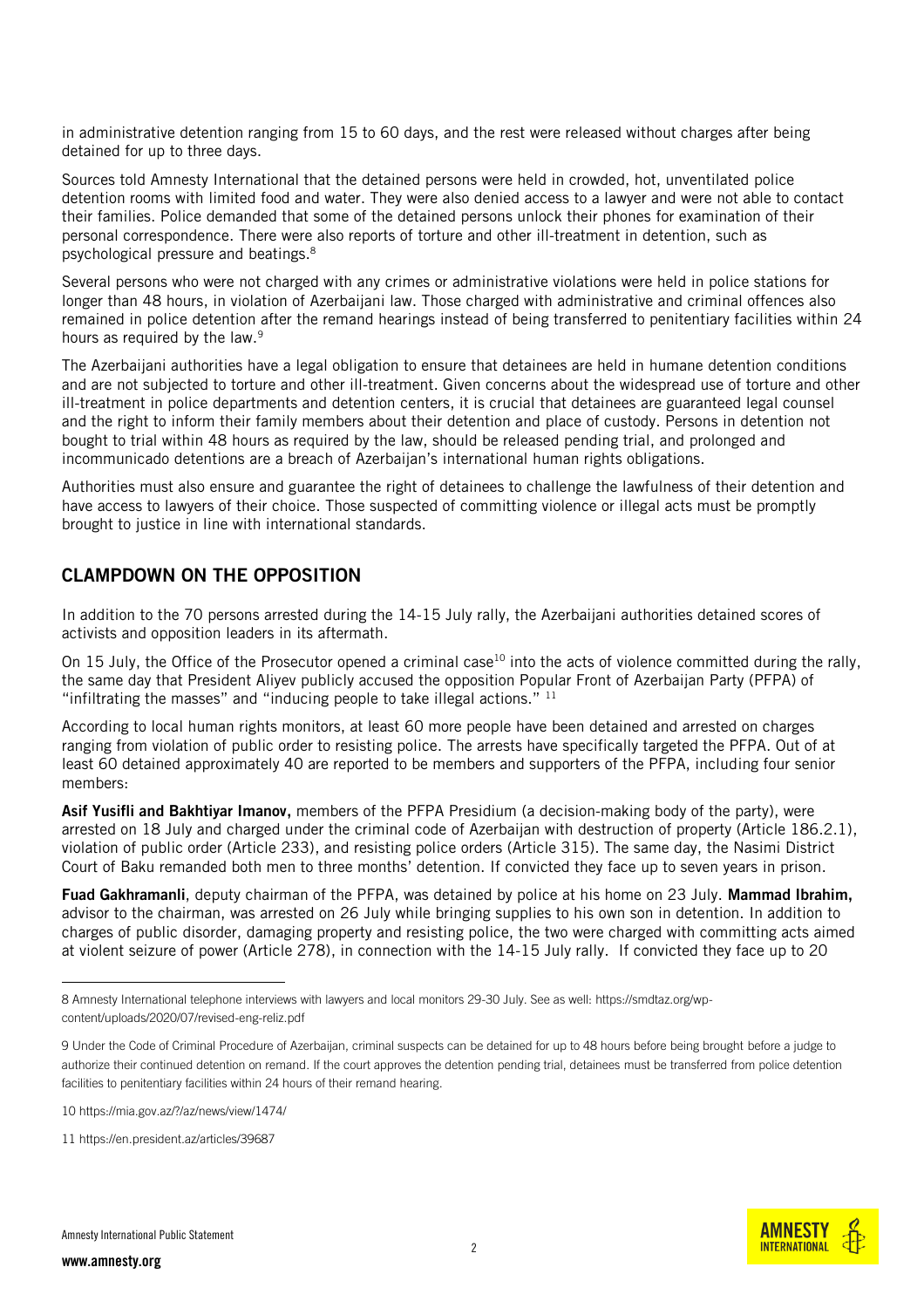in administrative detention ranging from 15 to 60 days, and the rest were released without charges after being detained for up to three days.

Sources told Amnesty International that the detained persons were held in crowded, hot, unventilated police detention rooms with limited food and water. They were also denied access to a lawyer and were not able to contact their families. Police demanded that some of the detained persons unlock their phones for examination of their personal correspondence. There were also reports of torture and other ill-treatment in detention, such as psychological pressure and beatings.[8]

Several persons who were not charged with any crimes or administrative violations were held in police stations for longer than 48 hours, in violation of Azerbaijani law. Those charged with administrative and criminal offences also remained in police detention after the remand hearings instead of being transferred to penitentiary facilities within 24 hours as required by the law.[9]

The Azerbaijani authorities have a legal obligation to ensure that detainees are held in humane detention conditions and are not subjected to torture and other ill-treatment. Given concerns about the widespread use of torture and other ill-treatment in police departments and detention centers, it is crucial that detainees are guaranteed legal counsel and the right to inform their family members about their detention and place of custody. Persons in detention not bought to trial within 48 hours as required by the law, should be released pending trial, and prolonged and incommunicado detentions are a breach of Azerbaijan's international human rights obligations.

Authorities must also ensure and guarantee the right of detainees to challenge the lawfulness of their detention and have access to lawyers of their choice. Those suspected of committing violence or illegal acts must be promptly brought to justice in line with international standards.

## CLAMPDOWN ON THE OPPOSITION

In addition to the 70 persons arrested during the 14-15 July rally, the Azerbaijani authorities detained scores of activists and opposition leaders in its aftermath.

On 15 July, the Office of the Prosecutor opened a criminal case[10] into the acts of violence committed during the rally, the same day that President Aliyev publicly accused the opposition Popular Front of Azerbaijan Party (PFPA) of "infiltrating the masses" and "inducing people to take illegal actions." [11]

According to local human rights monitors, at least 60 more people have been detained and arrested on charges ranging from violation of public order to resisting police. The arrests have specifically targeted the PFPA. Out of at least 60 detained approximately 40 are reported to be members and supporters of the PFPA, including four senior members:

**Asif Yusifli and Bakhtiyar Imanov,** members of the PFPA Presidium (a decision-making body of the party), were arrested on 18 July and charged under the criminal code of Azerbaijan with destruction of property (Article 186.2.1), violation of public order (Article 233), and resisting police orders (Article 315). The same day, the Nasimi District Court of Baku remanded both men to three months' detention. If convicted they face up to seven years in prison.

**Fuad Gakhramanli**, deputy chairman of the PFPA, was detained by police at his home on 23 July. **Mammad Ibrahim,** advisor to the chairman, was arrested on 26 July while bringing supplies to his own son in detention. In addition to charges of public disorder, damaging property and resisting police, the two were charged with committing acts aimed at violent seizure of power (Article 278), in connection with the 14-15 July rally. If convicted they face up to 20

---

8 Amnesty International telephone interviews with lawyers and local monitors 29-30 July. See as well: https://smdtaz.org/wp-content/uploads/2020/07/revised-eng-reliz.pdf

9 Under the Code of Criminal Procedure of Azerbaijan, criminal suspects can be detained for up to 48 hours before being brought before a judge to authorize their continued detention on remand. If the court approves the detention pending trial, detainees must be transferred from police detention facilities to penitentiary facilities within 24 hours of their remand hearing.

10 https://mia.gov.az/?/az/news/view/1474/

11 https://en.president.az/articles/39687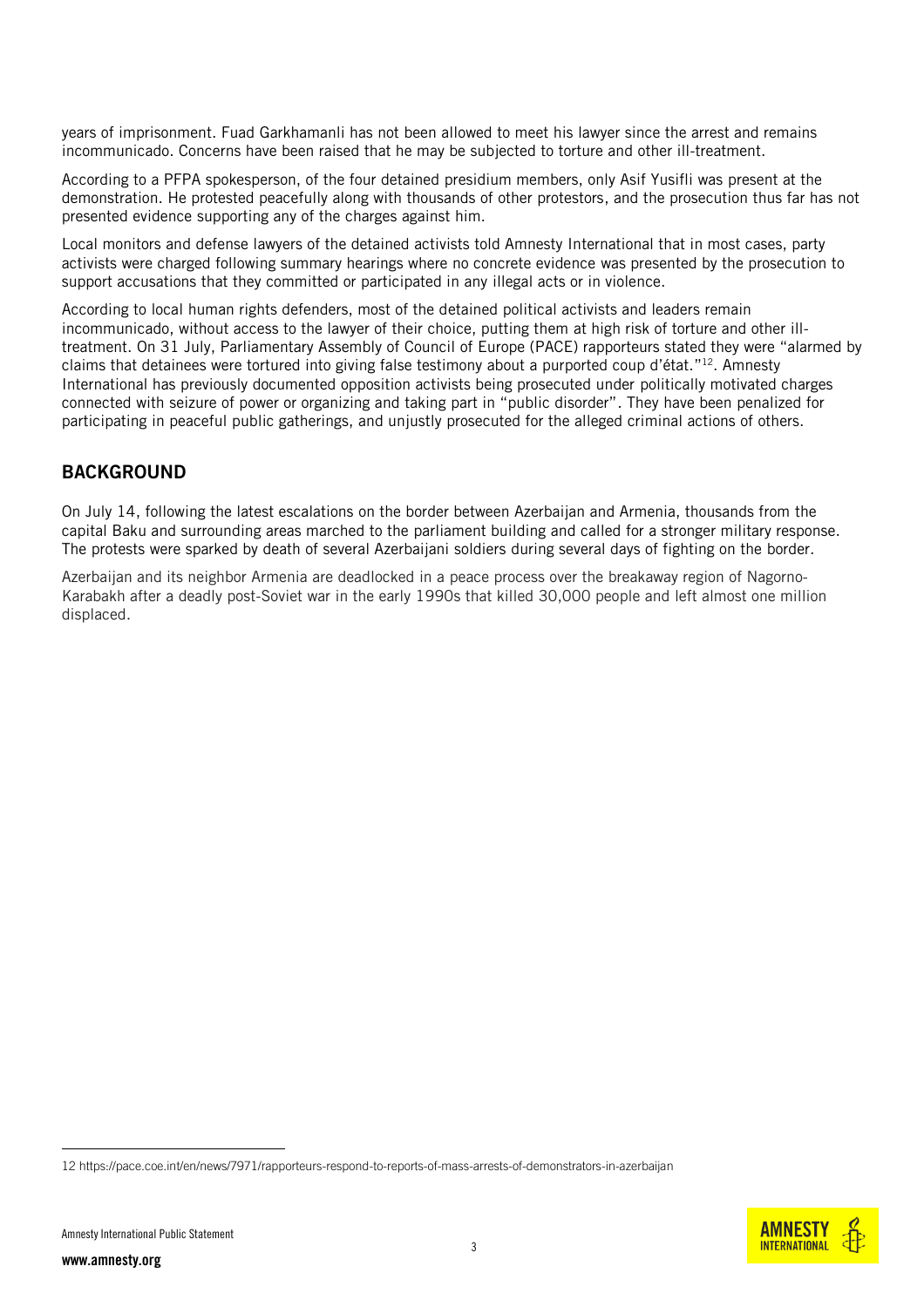years of imprisonment. Fuad Garkhamanli has not been allowed to meet his lawyer since the arrest and remains incommunicado. Concerns have been raised that he may be subjected to torture and other ill-treatment.

According to a PFPA spokesperson, of the four detained presidium members, only Asif Yusifli was present at the demonstration. He protested peacefully along with thousands of other protestors, and the prosecution thus far has not presented evidence supporting any of the charges against him.

Local monitors and defense lawyers of the detained activists told Amnesty International that in most cases, party activists were charged following summary hearings where no concrete evidence was presented by the prosecution to support accusations that they committed or participated in any illegal acts or in violence.

According to local human rights defenders, most of the detained political activists and leaders remain incommunicado, without access to the lawyer of their choice, putting them at high risk of torture and other ill-treatment. On 31 July, Parliamentary Assembly of Council of Europe (PACE) rapporteurs stated they were "alarmed by claims that detainees were tortured into giving false testimony about a purported coup d'état."[12]. Amnesty International has previously documented opposition activists being prosecuted under politically motivated charges connected with seizure of power or organizing and taking part in "public disorder". They have been penalized for participating in peaceful public gatherings, and unjustly prosecuted for the alleged criminal actions of others.

## BACKGROUND

On July 14, following the latest escalations on the border between Azerbaijan and Armenia, thousands from the capital Baku and surrounding areas marched to the parliament building and called for a stronger military response. The protests were sparked by death of several Azerbaijani soldiers during several days of fighting on the border.

Azerbaijan and its neighbor Armenia are deadlocked in a peace process over the breakaway region of Nagorno-Karabakh after a deadly post-Soviet war in the early 1990s that killed 30,000 people and left almost one million displaced.

---

12 https://pace.coe.int/en/news/7971/rapporteurs-respond-to-reports-of-mass-arrests-of-demonstrators-in-azerbaijan